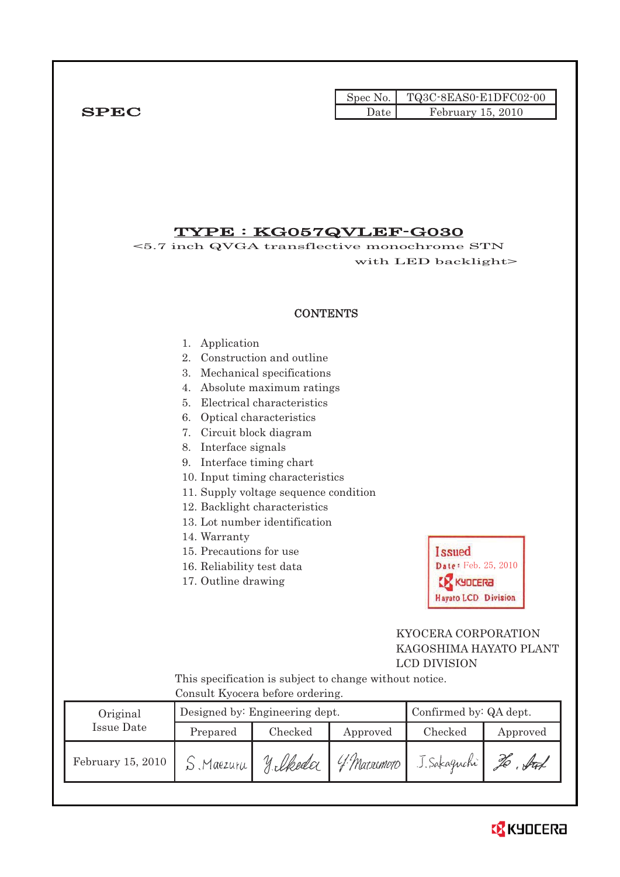**SPEC**

| Spec No. | TQ3C-8EAS0-E1DFC02-00 |
| --- | --- |
| Date | February 15, 2010 |

# TYPE : KG057QVLEF-G030

<5.7 inch QVGA transflective monochrome STN with LED backlight>

## CONTENTS

1. Application
2. Construction and outline
3. Mechanical specifications
4. Absolute maximum ratings
5. Electrical characteristics
6. Optical characteristics
7. Circuit block diagram
8. Interface signals
9. Interface timing chart
10. Input timing characteristics
11. Supply voltage sequence condition
12. Backlight characteristics
13. Lot number identification
14. Warranty
15. Precautions for use
16. Reliability test data
17. Outline drawing

Issued
Date: Feb. 25, 2010
KYOCERA
Hayato LCD Division

KYOCERA CORPORATION
KAGOSHIMA HAYATO PLANT
LCD DIVISION

This specification is subject to change without notice.
Consult Kyocera before ordering.

| Original Issue Date | Designed by: Engineering dept. | | | Confirmed by: QA dept. | |
| --- | --- | --- | --- | --- | --- |
| | Prepared | Checked | Approved | Checked | Approved |
| February 15, 2010 | S. Maezuru | Y. Ikeda | Y. Matsumoto | J. Sakaguchi | Ho. Fuk |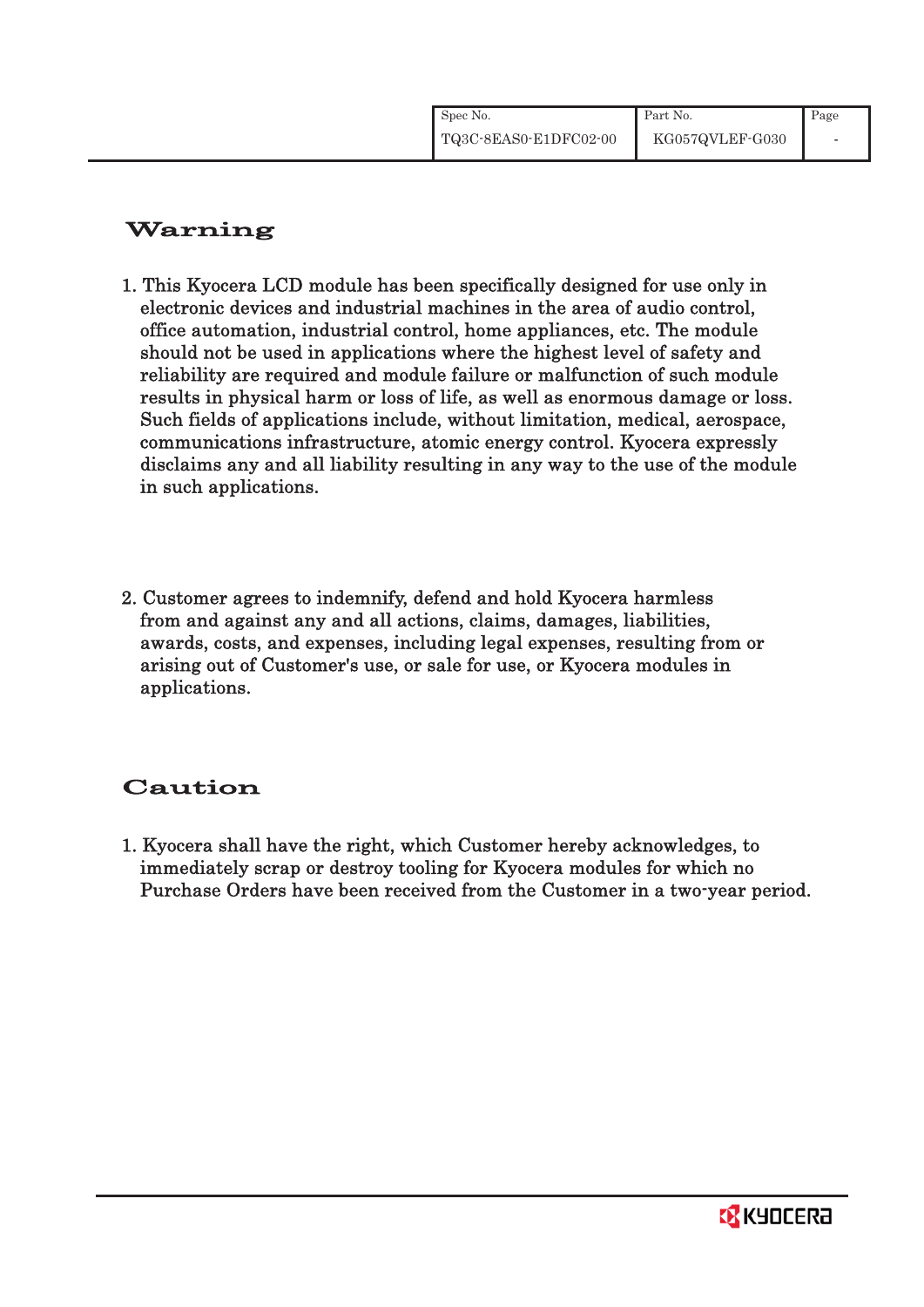## Warning

1. This Kyocera LCD module has been specifically designed for use only in electronic devices and industrial machines in the area of audio control, office automation, industrial control, home appliances, etc. The module should not be used in applications where the highest level of safety and reliability are required and module failure or malfunction of such module results in physical harm or loss of life, as well as enormous damage or loss. Such fields of applications include, without limitation, medical, aerospace, communications infrastructure, atomic energy control. Kyocera expressly disclaims any and all liability resulting in any way to the use of the module in such applications.

2. Customer agrees to indemnify, defend and hold Kyocera harmless from and against any and all actions, claims, damages, liabilities, awards, costs, and expenses, including legal expenses, resulting from or arising out of Customer's use, or sale for use, or Kyocera modules in applications.

## Caution

1. Kyocera shall have the right, which Customer hereby acknowledges, to immediately scrap or destroy tooling for Kyocera modules for which no Purchase Orders have been received from the Customer in a two-year period.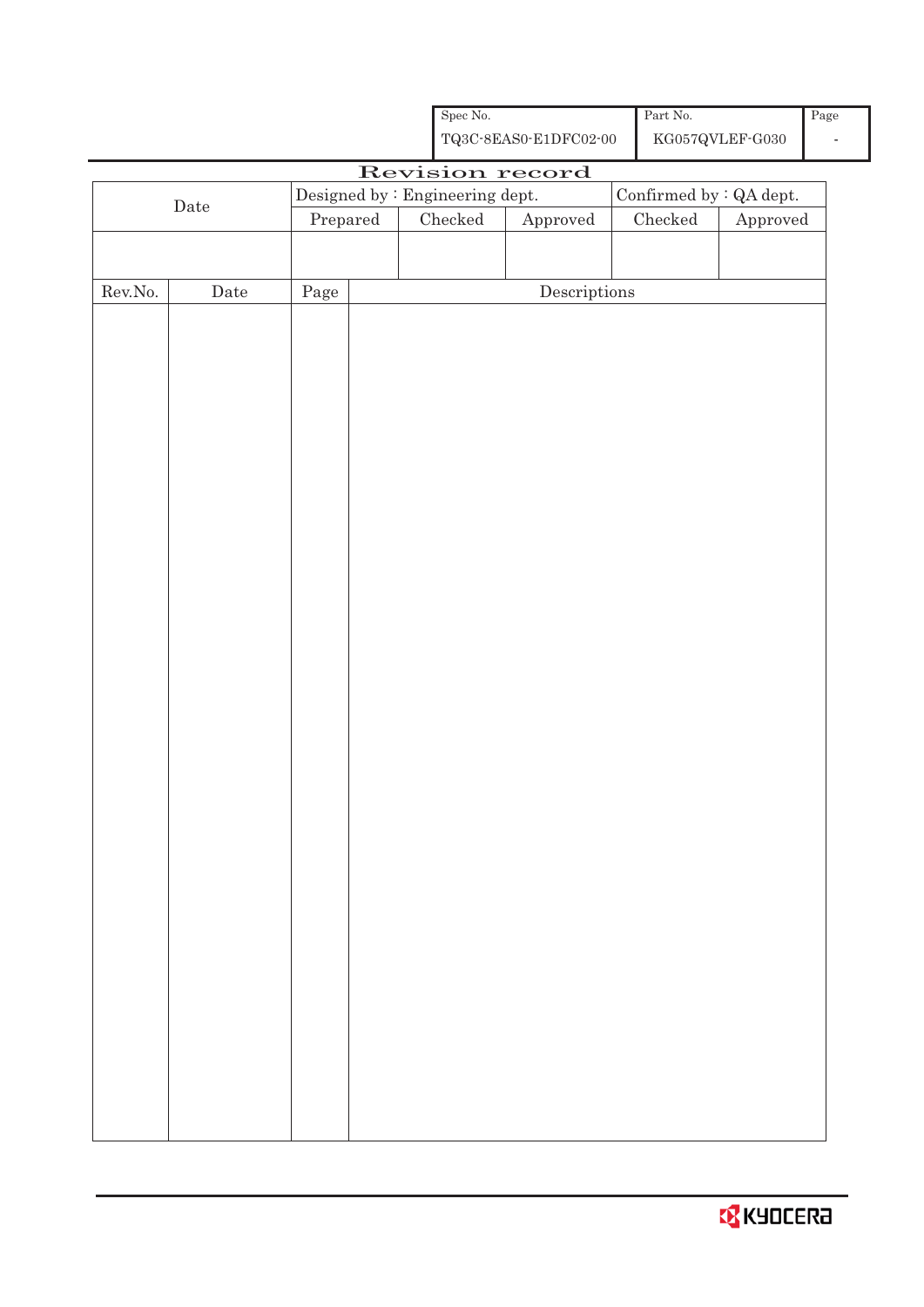| Spec No. | Part No. | Page |
|---|---|---|
| TQ3C-8EAS0-E1DFC02-00 | KG057QVLEF-G030 | - |

# Revision record

| Date | Designed by : Engineering dept. | | | Confirmed by : QA dept. | |
|---|---|---|---|---|---|
| | Prepared | Checked | Approved | Checked | Approved |
| | | | | | |

| Rev.No. | Date | Page | Descriptions |
|---|---|---|---|
| | | | |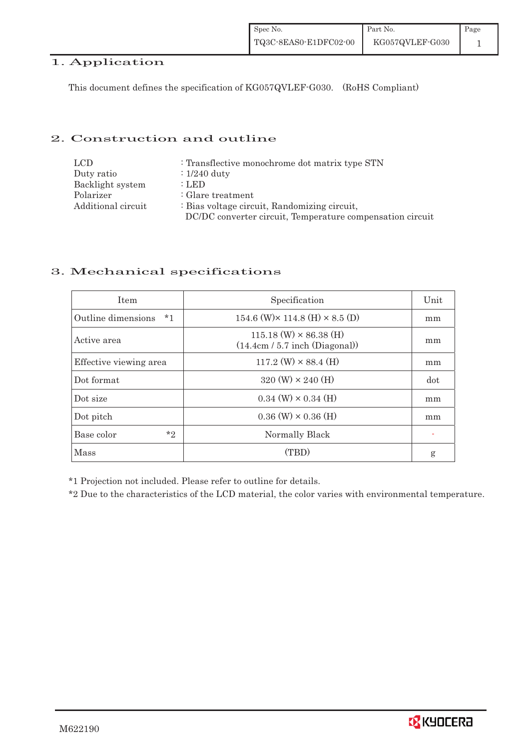## 1. Application

This document defines the specification of KG057QVLEF-G030. (RoHS Compliant)

## 2. Construction and outline

| | |
|---|---|
| LCD | : Transflective monochrome dot matrix type STN |
| Duty ratio | : 1/240 duty |
| Backlight system | : LED |
| Polarizer | : Glare treatment |
| Additional circuit | : Bias voltage circuit, Randomizing circuit, DC/DC converter circuit, Temperature compensation circuit |

## 3. Mechanical specifications

| Item | Specification | Unit |
|---|---|---|
| Outline dimensions *1 | 154.6 (W)× 114.8 (H) × 8.5 (D) | mm |
| Active area | 115.18 (W) × 86.38 (H) (14.4cm / 5.7 inch (Diagonal)) | mm |
| Effective viewing area | 117.2 (W) × 88.4 (H) | mm |
| Dot format | 320 (W) × 240 (H) | dot |
| Dot size | 0.34 (W) × 0.34 (H) | mm |
| Dot pitch | 0.36 (W) × 0.36 (H) | mm |
| Base color *2 | Normally Black | - |
| Mass | (TBD) | g |

*1 Projection not included. Please refer to outline for details.

*2 Due to the characteristics of the LCD material, the color varies with environmental temperature.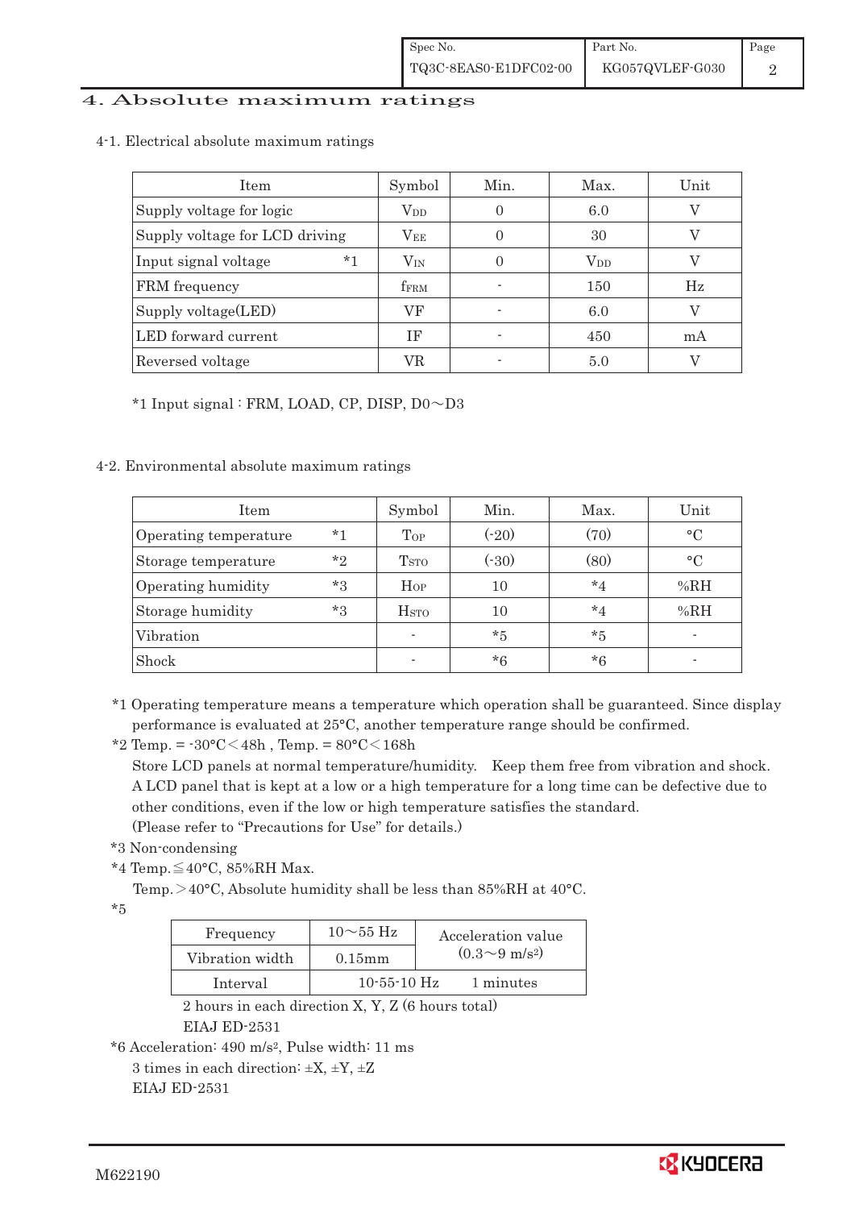# 4. Absolute maximum ratings

## 4-1. Electrical absolute maximum ratings

| Item | Symbol | Min. | Max. | Unit |
|---|---|---|---|---|
| Supply voltage for logic | $V_{DD}$ | 0 | 6.0 | V |
| Supply voltage for LCD driving | $V_{EE}$ | 0 | 30 | V |
| Input signal voltage *1 | $V_{IN}$ | 0 | $V_{DD}$ | V |
| FRM frequency | $f_{FRM}$ | - | 150 | Hz |
| Supply voltage(LED) | VF | - | 6.0 | V |
| LED forward current | IF | - | 450 | mA |
| Reversed voltage | VR | - | 5.0 | V |

*1 Input signal : FRM, LOAD, CP, DISP, D0～D3

## 4-2. Environmental absolute maximum ratings

| Item | Symbol | Min. | Max. | Unit |
|---|---|---|---|---|
| Operating temperature *1 | $T_{OP}$ | (-20) | (70) | °C |
| Storage temperature *2 | $T_{STO}$ | (-30) | (80) | °C |
| Operating humidity *3 | $H_{OP}$ | 10 | *4 | %RH |
| Storage humidity *3 | $H_{STO}$ | 10 | *4 | %RH |
| Vibration | - | *5 | *5 | - |
| Shock | - | *6 | *6 | - |

*1 Operating temperature means a temperature which operation shall be guaranteed. Since display performance is evaluated at 25°C, another temperature range should be confirmed.

*2 Temp. = -30°C＜48h , Temp. = 80°C＜168h
Store LCD panels at normal temperature/humidity. Keep them free from vibration and shock.
A LCD panel that is kept at a low or a high temperature for a long time can be defective due to other conditions, even if the low or high temperature satisfies the standard.
(Please refer to "Precautions for Use" for details.)

*3 Non-condensing

*4 Temp.≦40°C, 85%RH Max.
Temp.＞40°C, Absolute humidity shall be less than 85%RH at 40°C.

*5

| Frequency | 10～55 Hz | Acceleration value ($0.3～9\ m/s^2$) |
|---|---|---|
| Vibration width | 0.15mm | |
| Interval | 10-55-10 Hz 1 minutes | |

2 hours in each direction X, Y, Z (6 hours total)
EIAJ ED-2531

*6 Acceleration: $490\ m/s^2$, Pulse width: 11 ms
3 times in each direction: ±X, ±Y, ±Z
EIAJ ED-2531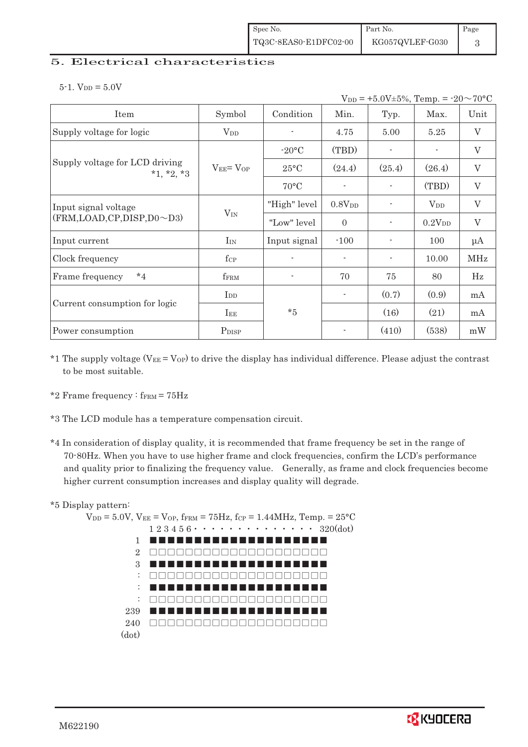## 5. Electrical characteristics

5-1. $V_{DD}$ = 5.0V

$V_{DD}$ = +5.0V±5%, Temp. = -20～70°C

| Item | Symbol | Condition | Min. | Typ. | Max. | Unit |
|---|---|---|---|---|---|---|
| Supply voltage for logic | $V_{DD}$ | - | 4.75 | 5.00 | 5.25 | V |
| Supply voltage for LCD driving *1, *2, *3 | $V_{EE}$= $V_{OP}$ | -20°C | (TBD) | - | - | V |
| | | 25°C | (24.4) | (25.4) | (26.4) | V |
| | | 70°C | - | - | (TBD) | V |
| Input signal voltage (FRM,LOAD,CP,DISP,D0～D3) | $V_{IN}$ | "High" level | 0.8$V_{DD}$ | - | $V_{DD}$ | V |
| | | "Low" level | 0 | - | 0.2$V_{DD}$ | V |
| Input current | $I_{IN}$ | Input signal | -100 | - | 100 | μA |
| Clock frequency | $f_{CP}$ | - | - | - | 10.00 | MHz |
| Frame frequency *4 | $f_{FRM}$ | - | 70 | 75 | 80 | Hz |
| Current consumption for logic | $I_{DD}$ | *5 | - | (0.7) | (0.9) | mA |
| | $I_{EE}$ | | | (16) | (21) | mA |
| Power consumption | $P_{DISP}$ | | - | (410) | (538) | mW |

*1 The supply voltage ($V_{EE}$ = $V_{OP}$) to drive the display has individual difference. Please adjust the contrast to be most suitable.

*2 Frame frequency : $f_{FRM}$ = 75Hz

*3 The LCD module has a temperature compensation circuit.

*4 In consideration of display quality, it is recommended that frame frequency be set in the range of 70-80Hz. When you have to use higher frame and clock frequencies, confirm the LCD's performance and quality prior to finalizing the frequency value. Generally, as frame and clock frequencies become higher current consumption increases and display quality will degrade.

*5 Display pattern:

$V_{DD}$ = 5.0V, $V_{EE}$ = $V_{OP}$, $f_{FRM}$ = 75Hz, $f_{CP}$ = 1.44MHz, Temp. = 25°C

```
       1 2 3 4 5 6 · · · · · · · · · · · · · ·  320(dot)
  1    ■■■■■■■■■■■■■■■■■■■■
  2    □□□□□□□□□□□□□□□□□□□□
  3    ■■■■■■■■■■■■■■■■■■■■
  :    □□□□□□□□□□□□□□□□□□□□
  :    ■■■■■■■■■■■■■■■■■■■■
  :    □□□□□□□□□□□□□□□□□□□□
239    ■■■■■■■■■■■■■■■■■■■■
240    □□□□□□□□□□□□□□□□□□□□
(dot)
```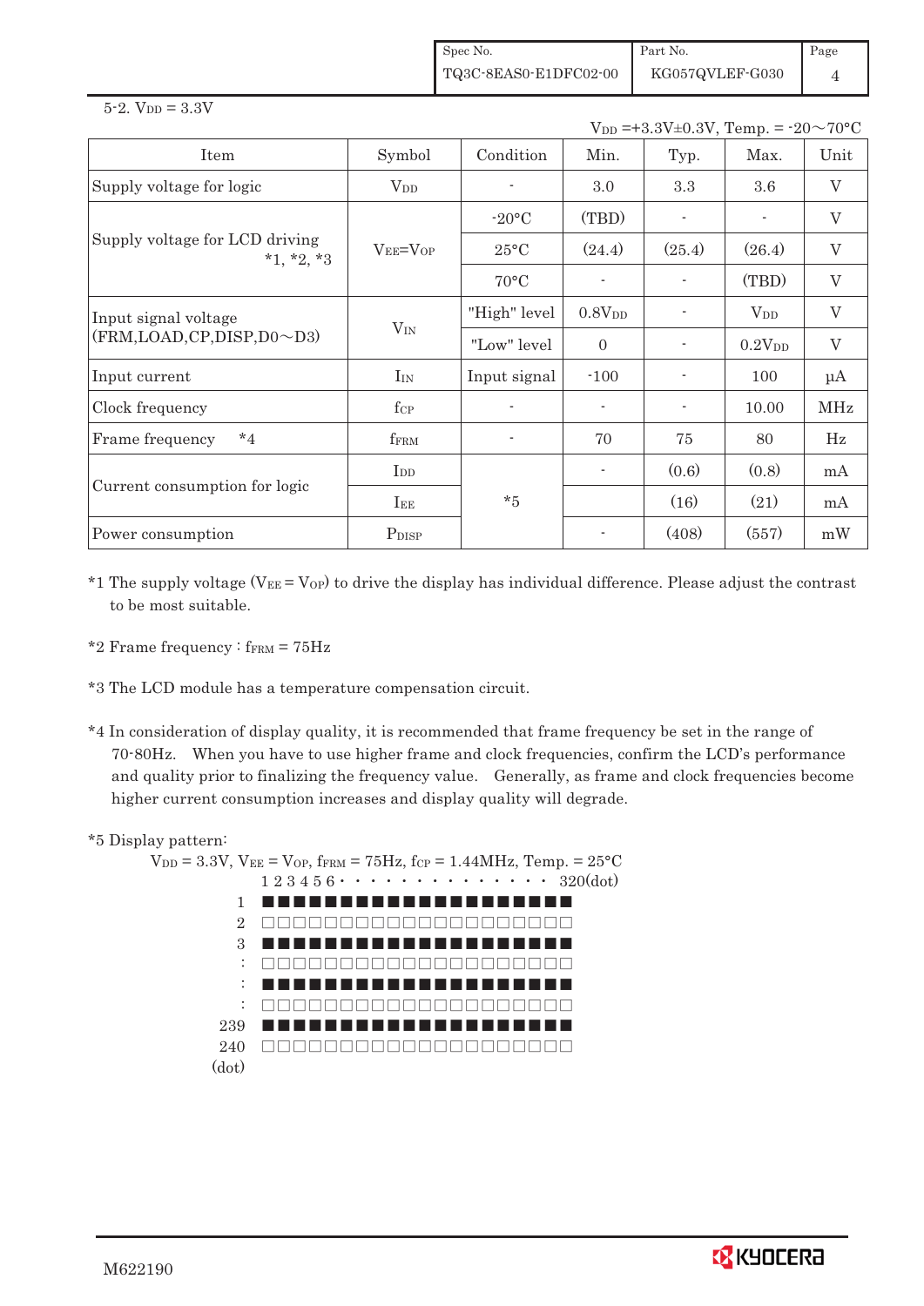5-2. $V_{DD}$ = 3.3V

$V_{DD}$ =+3.3V±0.3V, Temp. = -20～70°C

| Item | Symbol | Condition | Min. | Typ. | Max. | Unit |
|---|---|---|---|---|---|---|
| Supply voltage for logic | $V_{DD}$ | - | 3.0 | 3.3 | 3.6 | V |
| Supply voltage for LCD driving *1, *2, *3 | $V_{EE}$=$V_{OP}$ | -20°C | (TBD) | - | - | V |
| | | 25°C | (24.4) | (25.4) | (26.4) | V |
| | | 70°C | - | - | (TBD) | V |
| Input signal voltage (FRM,LOAD,CP,DISP,D0～D3) | $V_{IN}$ | "High" level | 0.8$V_{DD}$ | - | $V_{DD}$ | V |
| | | "Low" level | 0 | - | 0.2$V_{DD}$ | V |
| Input current | $I_{IN}$ | Input signal | -100 | - | 100 | μA |
| Clock frequency | $f_{CP}$ | - | - | - | 10.00 | MHz |
| Frame frequency *4 | $f_{FRM}$ | - | 70 | 75 | 80 | Hz |
| Current consumption for logic | $I_{DD}$ | *5 | - | (0.6) | (0.8) | mA |
| | $I_{EE}$ | | | (16) | (21) | mA |
| Power consumption | $P_{DISP}$ | | - | (408) | (557) | mW |

*1 The supply voltage ($V_{EE}$ = $V_{OP}$) to drive the display has individual difference. Please adjust the contrast to be most suitable.

*2 Frame frequency : $f_{FRM}$ = 75Hz

*3 The LCD module has a temperature compensation circuit.

*4 In consideration of display quality, it is recommended that frame frequency be set in the range of 70-80Hz. When you have to use higher frame and clock frequencies, confirm the LCD's performance and quality prior to finalizing the frequency value. Generally, as frame and clock frequencies become higher current consumption increases and display quality will degrade.

*5 Display pattern:

$V_{DD}$ = 3.3V, $V_{EE}$ = $V_{OP}$, $f_{FRM}$ = 75Hz, $f_{CP}$ = 1.44MHz, Temp. = 25°C

```
      1 2 3 4 5 6 · · · · · · · · · · · · · 320(dot)
  1   ■■■■■■■■■■■■■■■■■■■■
  2   □□□□□□□□□□□□□□□□□□□□
  3   ■■■■■■■■■■■■■■■■■■■■
  :   □□□□□□□□□□□□□□□□□□□□
  :   ■■■■■■■■■■■■■■■■■■■■
  :   □□□□□□□□□□□□□□□□□□□□
239   ■■■■■■■■■■■■■■■■■■■■
240   □□□□□□□□□□□□□□□□□□□□
(dot)
```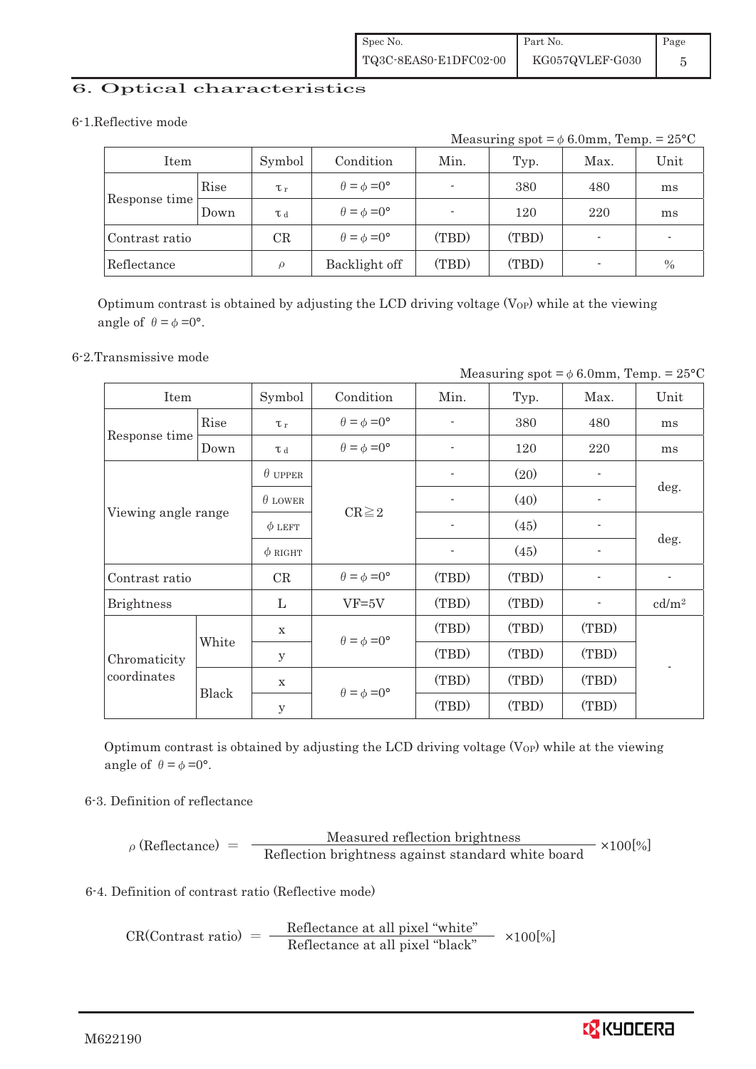## 6. Optical characteristics

### 6-1.Reflective mode

Measuring spot = $\phi$ 6.0mm, Temp. = 25°C

| Item | | Symbol | Condition | Min. | Typ. | Max. | Unit |
|---|---|---|---|---|---|---|---|
| Response time | Rise | $\tau_r$ | $\theta = \phi = 0°$ | - | 380 | 480 | ms |
| | Down | $\tau_d$ | $\theta = \phi = 0°$ | - | 120 | 220 | ms |
| Contrast ratio | | CR | $\theta = \phi = 0°$ | (TBD) | (TBD) | - | - |
| Reflectance | | $\rho$ | Backlight off | (TBD) | (TBD) | - | % |

Optimum contrast is obtained by adjusting the LCD driving voltage ($V_{OP}$) while at the viewing angle of $\theta = \phi = 0°$.

### 6-2.Transmissive mode

Measuring spot = $\phi$ 6.0mm, Temp. = 25°C

| Item | | Symbol | Condition | Min. | Typ. | Max. | Unit |
|---|---|---|---|---|---|---|---|
| Response time | Rise | $\tau_r$ | $\theta = \phi = 0°$ | - | 380 | 480 | ms |
| | Down | $\tau_d$ | $\theta = \phi = 0°$ | - | 120 | 220 | ms |
| Viewing angle range | | $\theta$ UPPER | CR≧2 | - | (20) | - | deg. |
| | | $\theta$ LOWER | | - | (40) | - | |
| | | $\phi$ LEFT | | - | (45) | - | deg. |
| | | $\phi$ RIGHT | | - | (45) | - | |
| Contrast ratio | | CR | $\theta = \phi = 0°$ | (TBD) | (TBD) | - | - |
| Brightness | | L | VF=5V | (TBD) | (TBD) | - | cd/m² |
| Chromaticity coordinates | White | x | $\theta = \phi = 0°$ | (TBD) | (TBD) | (TBD) | - |
| | | y | | (TBD) | (TBD) | (TBD) | |
| | Black | x | $\theta = \phi = 0°$ | (TBD) | (TBD) | (TBD) | |
| | | y | | (TBD) | (TBD) | (TBD) | |

Optimum contrast is obtained by adjusting the LCD driving voltage ($V_{OP}$) while at the viewing angle of $\theta = \phi = 0°$.

### 6-3. Definition of reflectance

$$\rho\text{ (Reflectance)} = \frac{\text{Measured reflection brightness}}{\text{Reflection brightness against standard white board}} \times 100[\%]$$

### 6-4. Definition of contrast ratio (Reflective mode)

$$\text{CR(Contrast ratio)} = \frac{\text{Reflectance at all pixel “white”}}{\text{Reflectance at all pixel “black”}} \times 100[\%]$$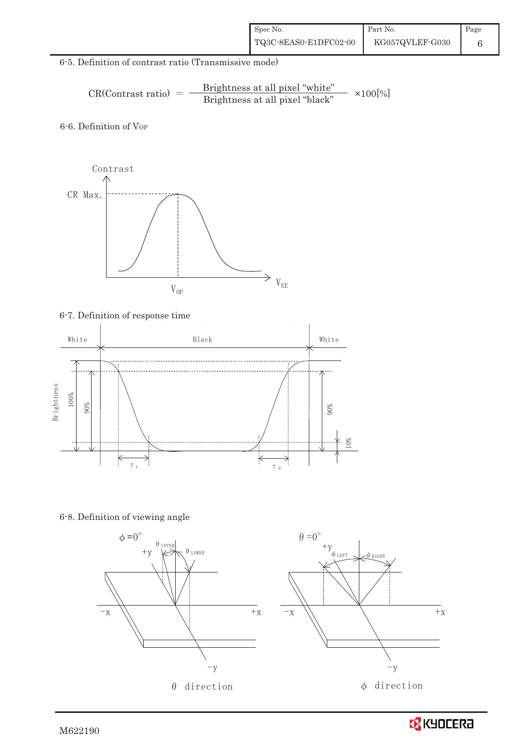6-5. Definition of contrast ratio (Transmissive mode)

$$\text{CR(Contrast ratio)} = \frac{\text{Brightness at all pixel "white"}}{\text{Brightness at all pixel "black"}} \times 100[\%]$$

6-6. Definition of $V_{OP}$

6-7. Definition of response time

6-8. Definition of viewing angle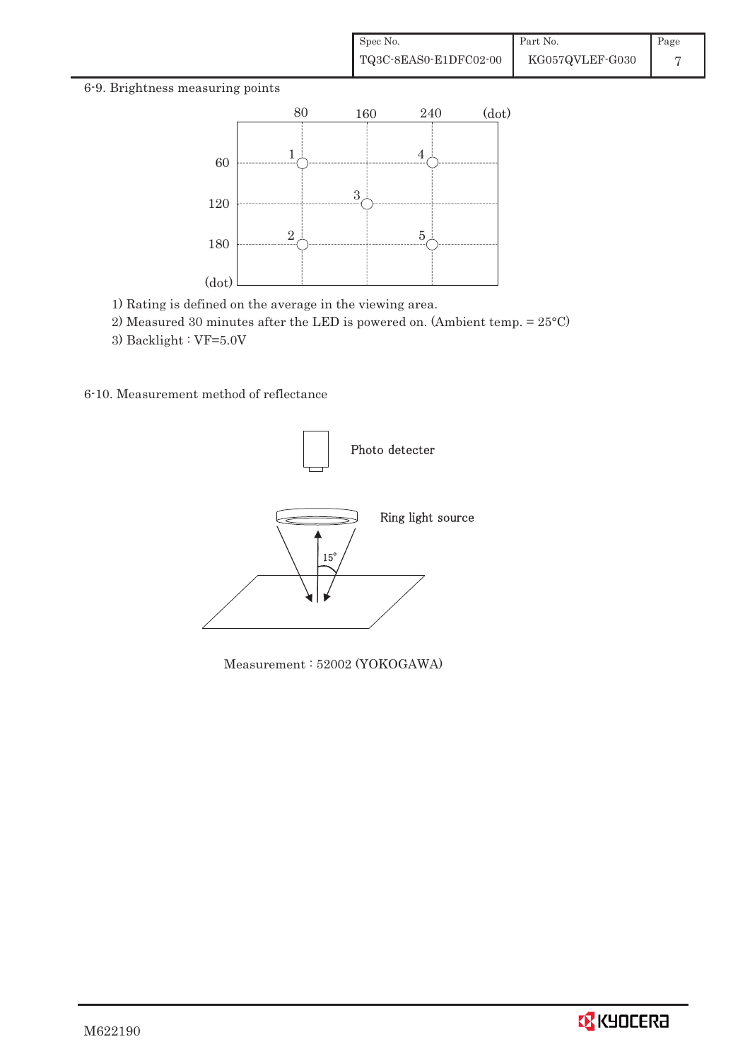## 6-9. Brightness measuring points

| (dot) | 80 | 160 | 240 |
|---|---|---|---|
| 60 | 1 | | 4 |
| 120 | | 3 | |
| 180 | 2 | | 5 |

1) Rating is defined on the average in the viewing area.

2) Measured 30 minutes after the LED is powered on. (Ambient temp. = 25°C)

3) Backlight : VF=5.0V

## 6-10. Measurement method of reflectance

Photo detecter

Ring light source

15°

Measurement : 52002 (YOKOGAWA)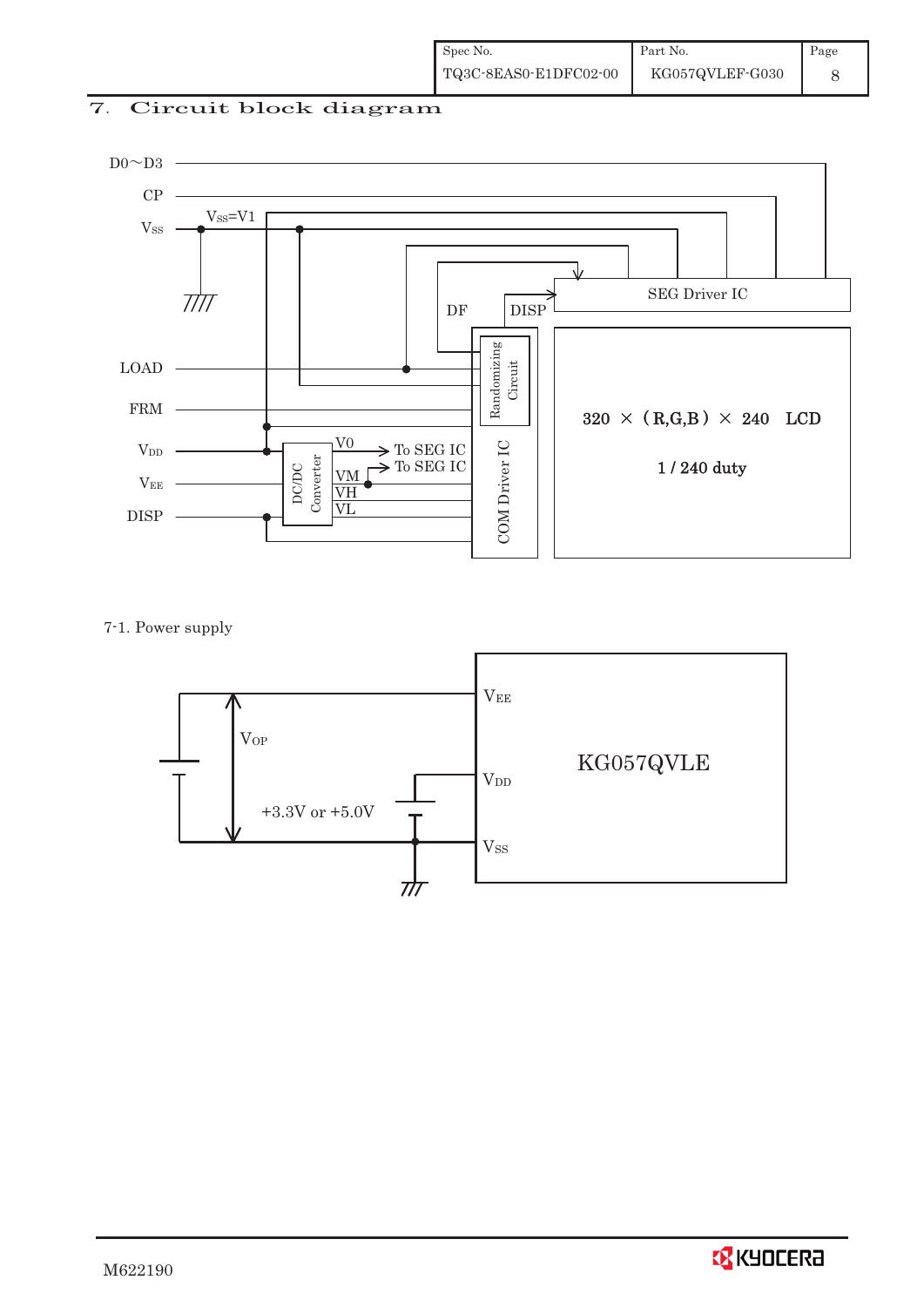# 7. Circuit block diagram

D0～D3

CP

$V_{SS}$ $V_{SS}$=V1

LOAD

FRM

$V_{DD}$

$V_{EE}$

DISP

DF DISP

SEG Driver IC

Randomizing Circuit

COM Driver IC

DC/DC Converter

V0 → To SEG IC

VM → To SEG IC

VH

VL

320 × (R,G,B) × 240 LCD

1 / 240 duty

## 7-1. Power supply

$V_{OP}$

+3.3V or +5.0V

$V_{EE}$

$V_{DD}$

$V_{SS}$

KG057QVLE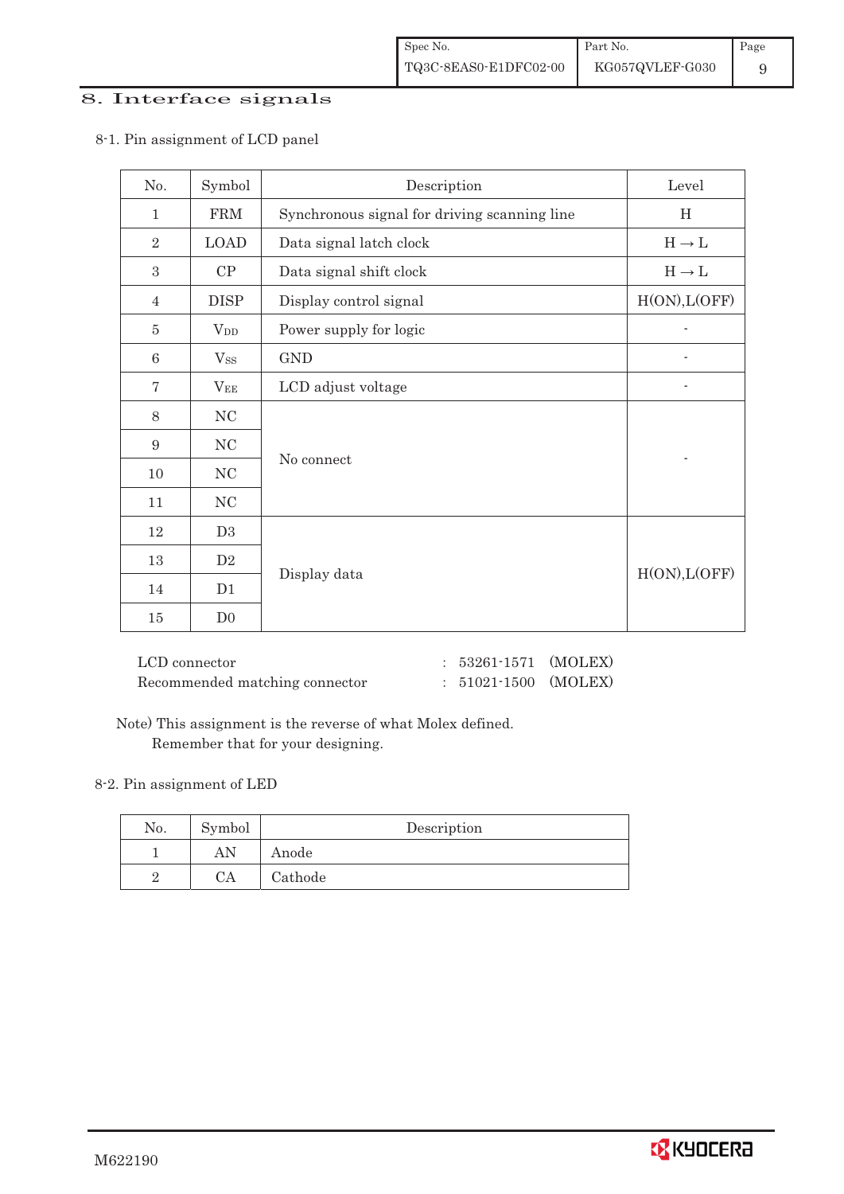## 8. Interface signals

8-1. Pin assignment of LCD panel

| No. | Symbol | Description | Level |
|---|---|---|---|
| 1 | FRM | Synchronous signal for driving scanning line | H |
| 2 | LOAD | Data signal latch clock | H → L |
| 3 | CP | Data signal shift clock | H → L |
| 4 | DISP | Display control signal | H(ON),L(OFF) |
| 5 | $V_{DD}$ | Power supply for logic | - |
| 6 | $V_{SS}$ | GND | - |
| 7 | $V_{EE}$ | LCD adjust voltage | - |
| 8 | NC | No connect | - |
| 9 | NC | | |
| 10 | NC | | |
| 11 | NC | | |
| 12 | D3 | Display data | H(ON),L(OFF) |
| 13 | D2 | | |
| 14 | D1 | | |
| 15 | D0 | | |

LCD connector : 53261-1571 (MOLEX)
Recommended matching connector : 51021-1500 (MOLEX)

Note) This assignment is the reverse of what Molex defined.
Remember that for your designing.

8-2. Pin assignment of LED

| No. | Symbol | Description |
|---|---|---|
| 1 | AN | Anode |
| 2 | CA | Cathode |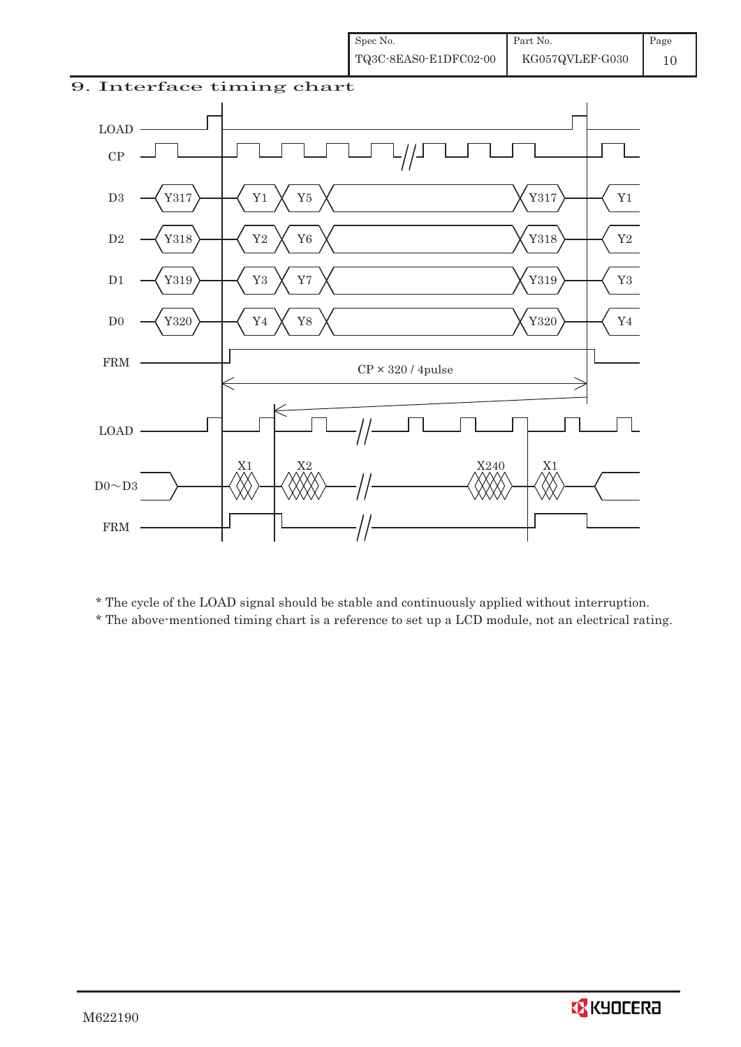## 9. Interface timing chart

LOAD

CP

D3: Y317, Y1, Y5, Y317, Y1

D2: Y318, Y2, Y6, Y318, Y2

D1: Y319, Y3, Y7, Y319, Y3

D0: Y320, Y4, Y8, Y320, Y4

FRM

CP × 320 / 4pulse

LOAD

D0～D3: X1, X2, X240, X1

FRM

* The cycle of the LOAD signal should be stable and continuously applied without interruption.
* The above-mentioned timing chart is a reference to set up a LCD module, not an electrical rating.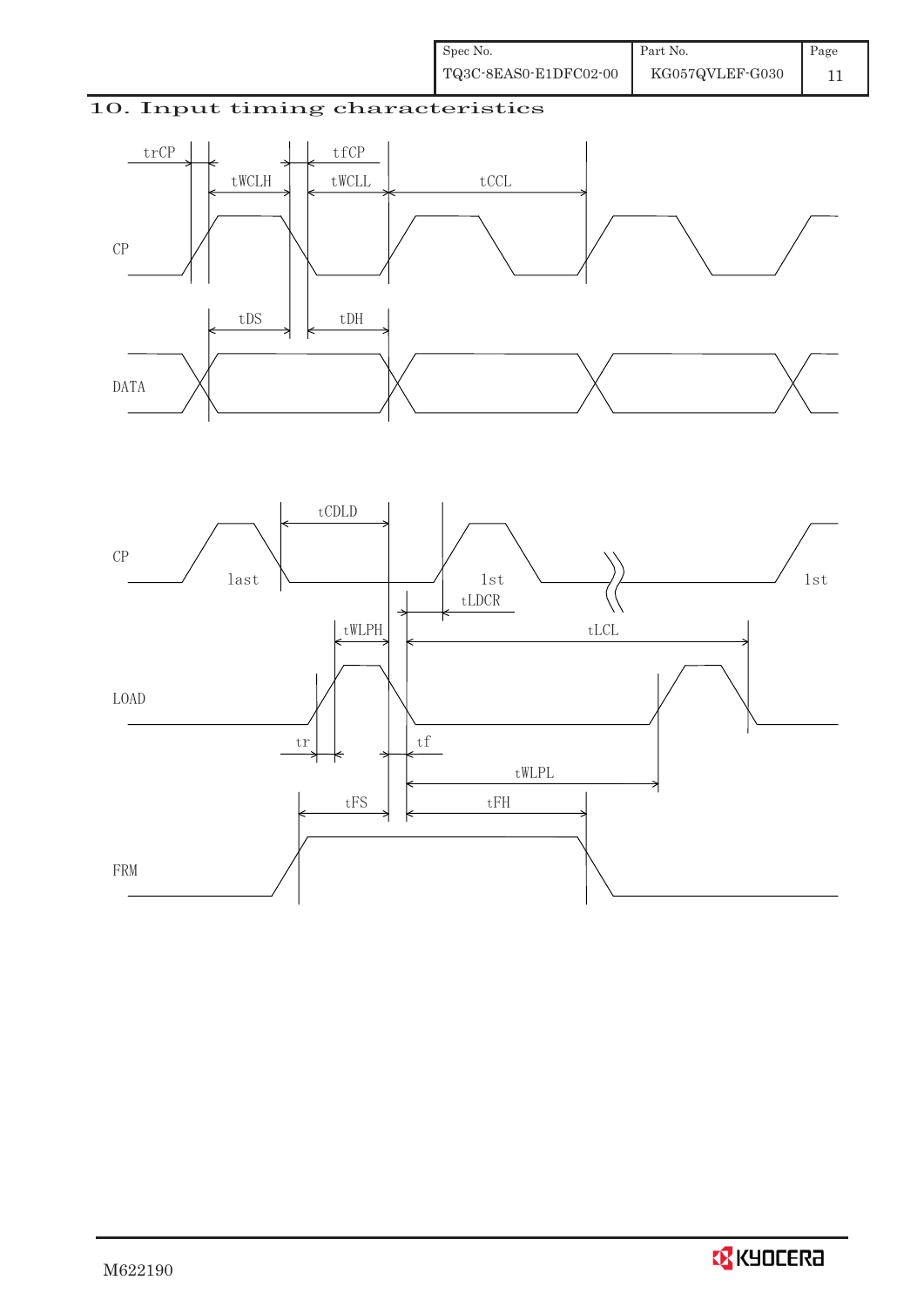## 10. Input timing characteristics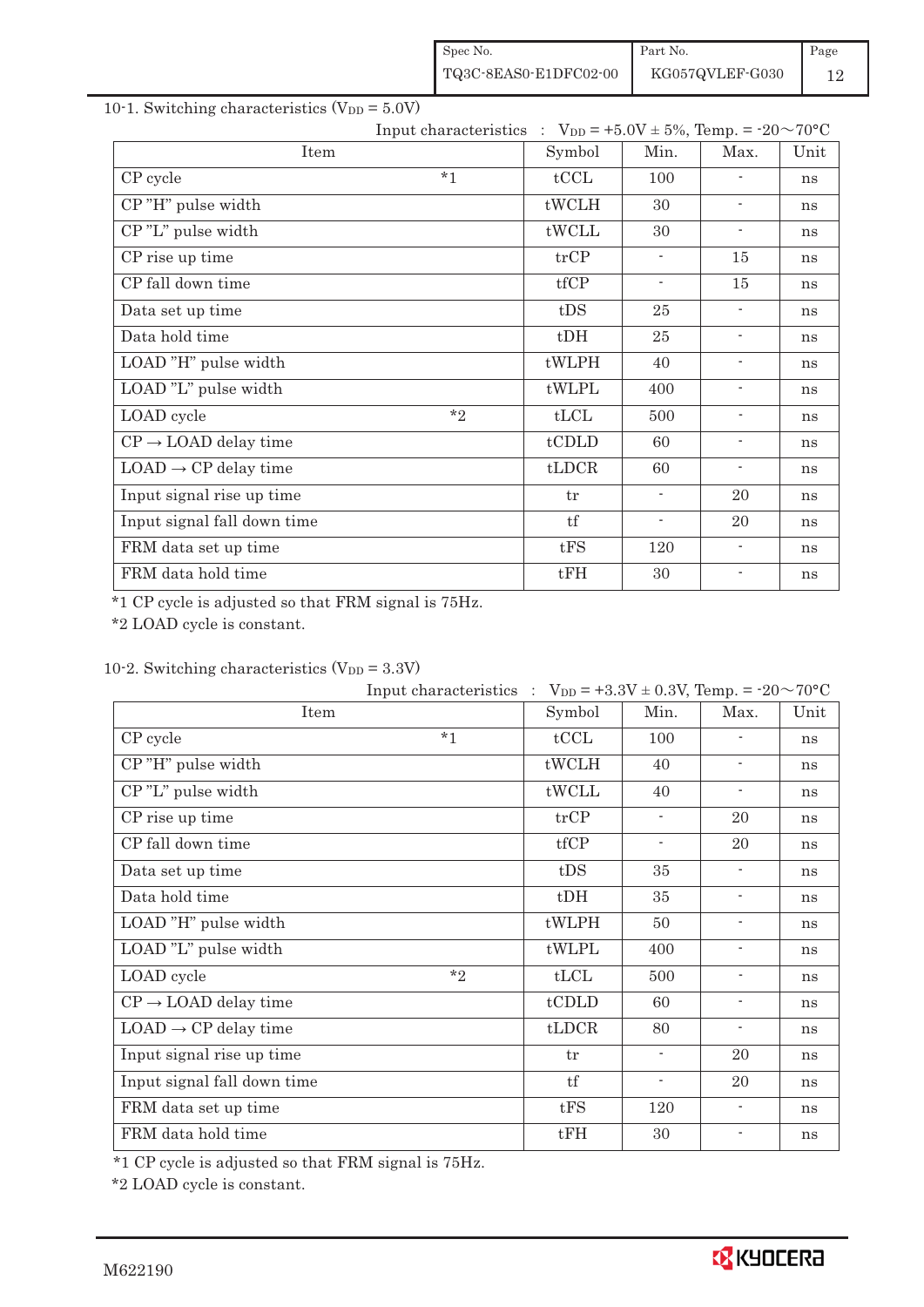## 10-1. Switching characteristics ($V_{DD}$ = 5.0V)

Input characteristics : $V_{DD}$ = +5.0V ± 5%, Temp. = -20～70°C

| Item | | Symbol | Min. | Max. | Unit |
|---|---|---|---|---|---|
| CP cycle | *1 | tCCL | 100 | - | ns |
| CP "H" pulse width | | tWCLH | 30 | - | ns |
| CP "L" pulse width | | tWCLL | 30 | - | ns |
| CP rise up time | | trCP | - | 15 | ns |
| CP fall down time | | tfCP | - | 15 | ns |
| Data set up time | | tDS | 25 | - | ns |
| Data hold time | | tDH | 25 | - | ns |
| LOAD "H" pulse width | | tWLPH | 40 | - | ns |
| LOAD "L" pulse width | | tWLPL | 400 | - | ns |
| LOAD cycle | *2 | tLCL | 500 | - | ns |
| CP → LOAD delay time | | tCDLD | 60 | - | ns |
| LOAD → CP delay time | | tLDCR | 60 | - | ns |
| Input signal rise up time | | tr | - | 20 | ns |
| Input signal fall down time | | tf | - | 20 | ns |
| FRM data set up time | | tFS | 120 | - | ns |
| FRM data hold time | | tFH | 30 | - | ns |

*1 CP cycle is adjusted so that FRM signal is 75Hz.

*2 LOAD cycle is constant.

## 10-2. Switching characteristics ($V_{DD}$ = 3.3V)

Input characteristics : $V_{DD}$ = +3.3V ± 0.3V, Temp. = -20～70°C

| Item | | Symbol | Min. | Max. | Unit |
|---|---|---|---|---|---|
| CP cycle | *1 | tCCL | 100 | - | ns |
| CP "H" pulse width | | tWCLH | 40 | - | ns |
| CP "L" pulse width | | tWCLL | 40 | - | ns |
| CP rise up time | | trCP | - | 20 | ns |
| CP fall down time | | tfCP | - | 20 | ns |
| Data set up time | | tDS | 35 | - | ns |
| Data hold time | | tDH | 35 | - | ns |
| LOAD "H" pulse width | | tWLPH | 50 | - | ns |
| LOAD "L" pulse width | | tWLPL | 400 | - | ns |
| LOAD cycle | *2 | tLCL | 500 | - | ns |
| CP → LOAD delay time | | tCDLD | 60 | - | ns |
| LOAD → CP delay time | | tLDCR | 80 | - | ns |
| Input signal rise up time | | tr | - | 20 | ns |
| Input signal fall down time | | tf | - | 20 | ns |
| FRM data set up time | | tFS | 120 | - | ns |
| FRM data hold time | | tFH | 30 | - | ns |

*1 CP cycle is adjusted so that FRM signal is 75Hz.

*2 LOAD cycle is constant.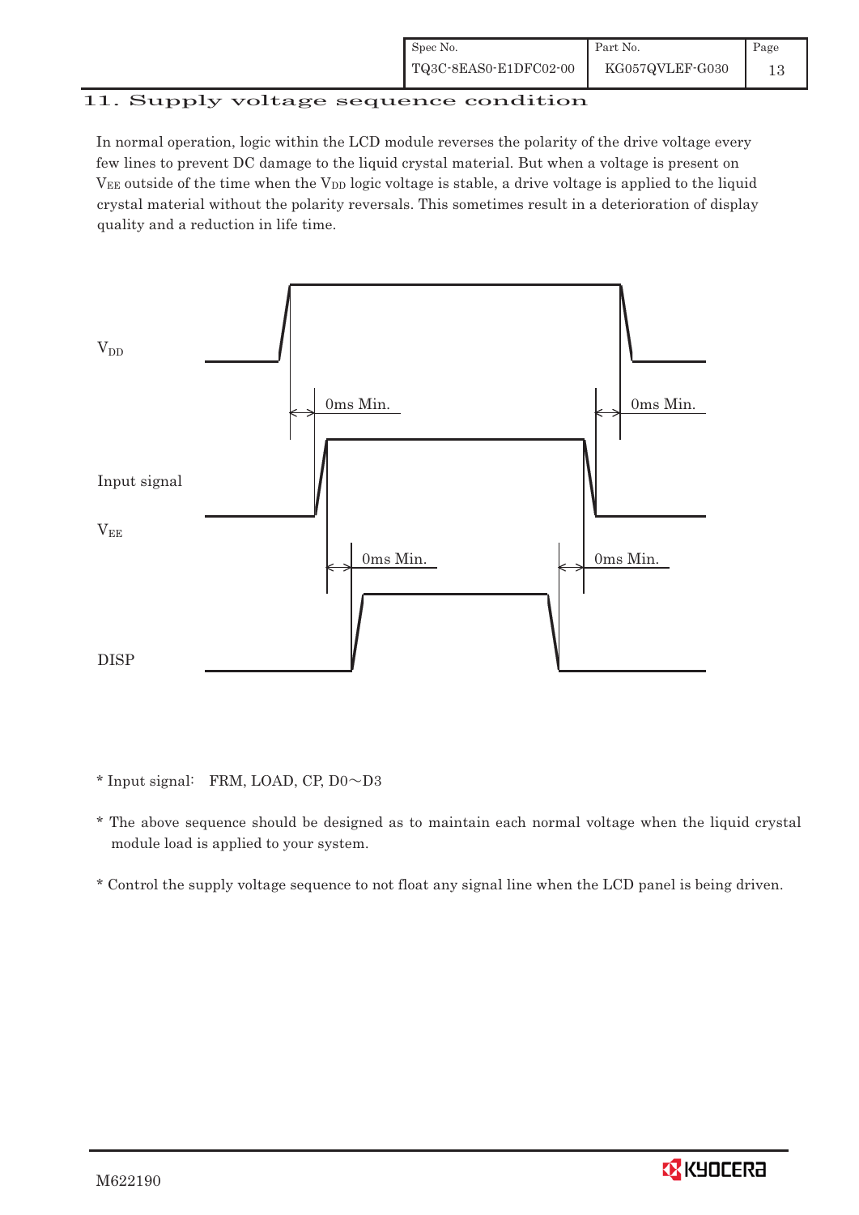## 11. Supply voltage sequence condition

In normal operation, logic within the LCD module reverses the polarity of the drive voltage every few lines to prevent DC damage to the liquid crystal material. But when a voltage is present on $V_{EE}$ outside of the time when the $V_{DD}$ logic voltage is stable, a drive voltage is applied to the liquid crystal material without the polarity reversals. This sometimes result in a deterioration of display quality and a reduction in life time.

$V_{DD}$

0ms Min.

0ms Min.

Input signal

$V_{EE}$

0ms Min.

0ms Min.

DISP

\* Input signal: FRM, LOAD, CP, D0～D3

\* The above sequence should be designed as to maintain each normal voltage when the liquid crystal module load is applied to your system.

\* Control the supply voltage sequence to not float any signal line when the LCD panel is being driven.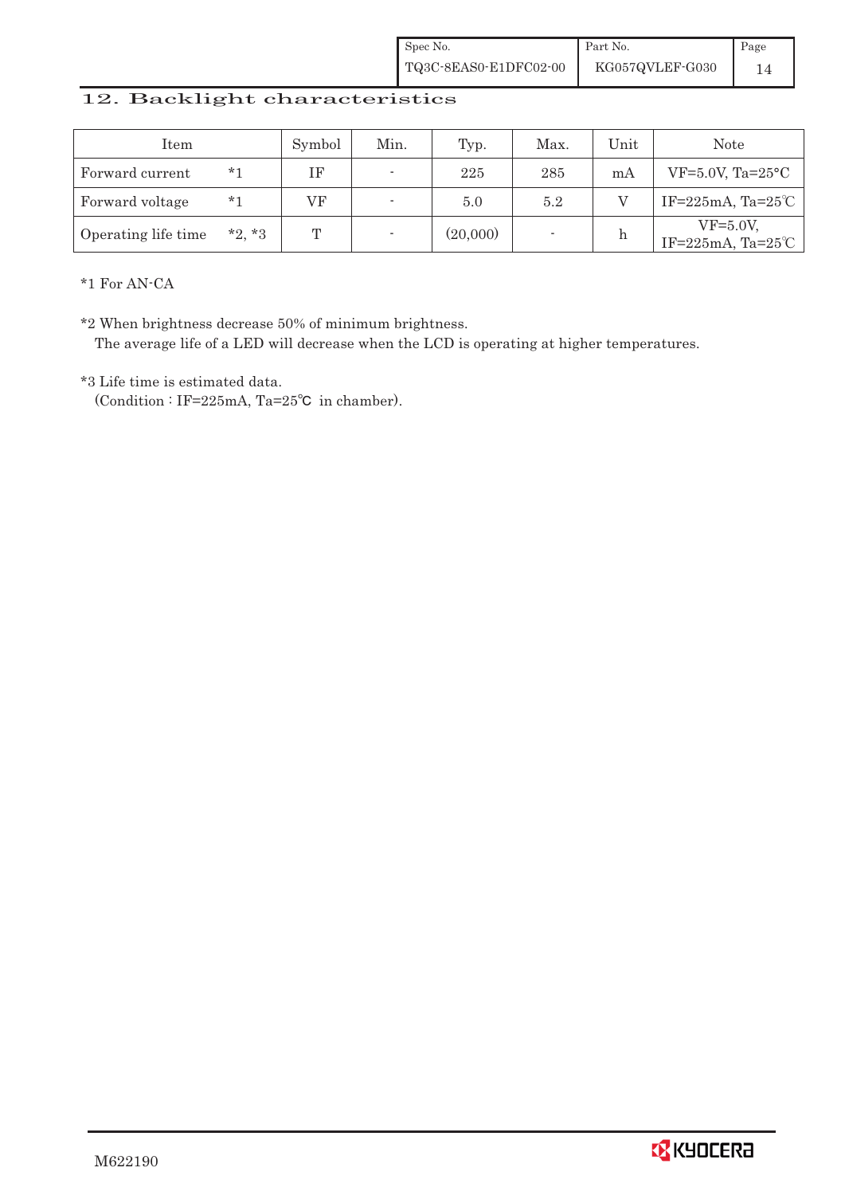## 12. Backlight characteristics

| Item | | Symbol | Min. | Typ. | Max. | Unit | Note |
|---|---|---|---|---|---|---|---|
| Forward current | *1 | IF | - | 225 | 285 | mA | VF=5.0V, Ta=25°C |
| Forward voltage | *1 | VF | - | 5.0 | 5.2 | V | IF=225mA, Ta=25℃ |
| Operating life time | *2, *3 | T | - | (20,000) | - | h | VF=5.0V, IF=225mA, Ta=25℃ |

*1 For AN-CA

*2 When brightness decrease 50% of minimum brightness.
The average life of a LED will decrease when the LCD is operating at higher temperatures.

*3 Life time is estimated data.
(Condition : IF=225mA, Ta=25℃ in chamber).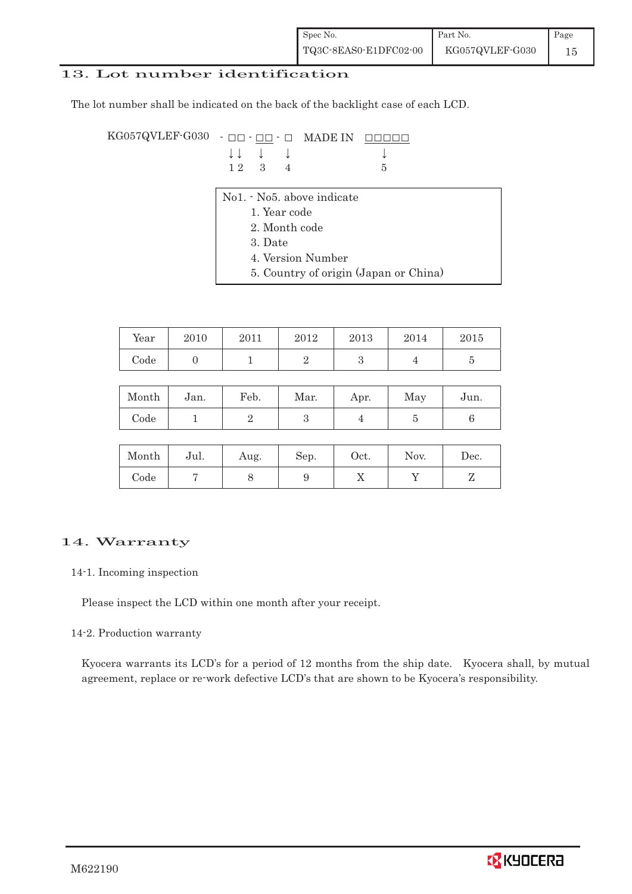## 13. Lot number identification

The lot number shall be indicated on the back of the backlight case of each LCD.

```
KG057QVLEF-G030  - □□ - □□ - □   MADE IN  □□□□□
                   ↓↓    ↓    ↓              ↓
                   1 2   3    4              5
```

No1. - No5. above indicate
1. Year code
2. Month code
3. Date
4. Version Number
5. Country of origin (Japan or China)

| Year | 2010 | 2011 | 2012 | 2013 | 2014 | 2015 |
|---|---|---|---|---|---|---|
| Code | 0 | 1 | 2 | 3 | 4 | 5 |

| Month | Jan. | Feb. | Mar. | Apr. | May | Jun. |
|---|---|---|---|---|---|---|
| Code | 1 | 2 | 3 | 4 | 5 | 6 |

| Month | Jul. | Aug. | Sep. | Oct. | Nov. | Dec. |
|---|---|---|---|---|---|---|
| Code | 7 | 8 | 9 | X | Y | Z |

## 14. Warranty

14-1. Incoming inspection

Please inspect the LCD within one month after your receipt.

14-2. Production warranty

Kyocera warrants its LCD's for a period of 12 months from the ship date. Kyocera shall, by mutual agreement, replace or re-work defective LCD's that are shown to be Kyocera's responsibility.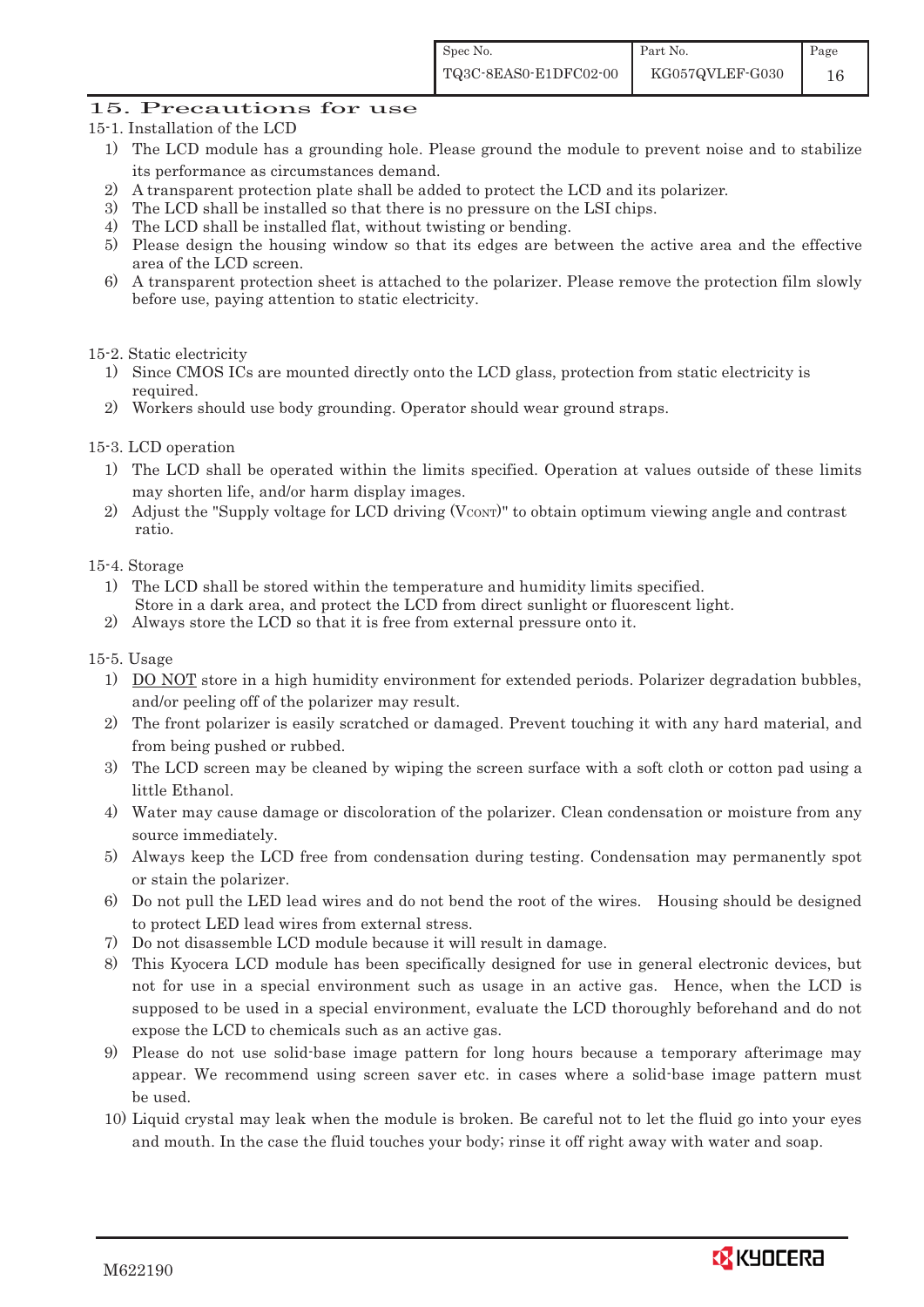## 15. Precautions for use

15-1. Installation of the LCD

1) The LCD module has a grounding hole. Please ground the module to prevent noise and to stabilize its performance as circumstances demand.
2) A transparent protection plate shall be added to protect the LCD and its polarizer.
3) The LCD shall be installed so that there is no pressure on the LSI chips.
4) The LCD shall be installed flat, without twisting or bending.
5) Please design the housing window so that its edges are between the active area and the effective area of the LCD screen.
6) A transparent protection sheet is attached to the polarizer. Please remove the protection film slowly before use, paying attention to static electricity.

15-2. Static electricity

1) Since CMOS ICs are mounted directly onto the LCD glass, protection from static electricity is required.
2) Workers should use body grounding. Operator should wear ground straps.

15-3. LCD operation

1) The LCD shall be operated within the limits specified. Operation at values outside of these limits may shorten life, and/or harm display images.
2) Adjust the "Supply voltage for LCD driving ($V_{CONT}$)" to obtain optimum viewing angle and contrast ratio.

15-4. Storage

1) The LCD shall be stored within the temperature and humidity limits specified. Store in a dark area, and protect the LCD from direct sunlight or fluorescent light.
2) Always store the LCD so that it is free from external pressure onto it.

15-5. Usage

1) DO NOT store in a high humidity environment for extended periods. Polarizer degradation bubbles, and/or peeling off of the polarizer may result.
2) The front polarizer is easily scratched or damaged. Prevent touching it with any hard material, and from being pushed or rubbed.
3) The LCD screen may be cleaned by wiping the screen surface with a soft cloth or cotton pad using a little Ethanol.
4) Water may cause damage or discoloration of the polarizer. Clean condensation or moisture from any source immediately.
5) Always keep the LCD free from condensation during testing. Condensation may permanently spot or stain the polarizer.
6) Do not pull the LED lead wires and do not bend the root of the wires. Housing should be designed to protect LED lead wires from external stress.
7) Do not disassemble LCD module because it will result in damage.
8) This Kyocera LCD module has been specifically designed for use in general electronic devices, but not for use in a special environment such as usage in an active gas. Hence, when the LCD is supposed to be used in a special environment, evaluate the LCD thoroughly beforehand and do not expose the LCD to chemicals such as an active gas.
9) Please do not use solid-base image pattern for long hours because a temporary afterimage may appear. We recommend using screen saver etc. in cases where a solid-base image pattern must be used.
10) Liquid crystal may leak when the module is broken. Be careful not to let the fluid go into your eyes and mouth. In the case the fluid touches your body; rinse it off right away with water and soap.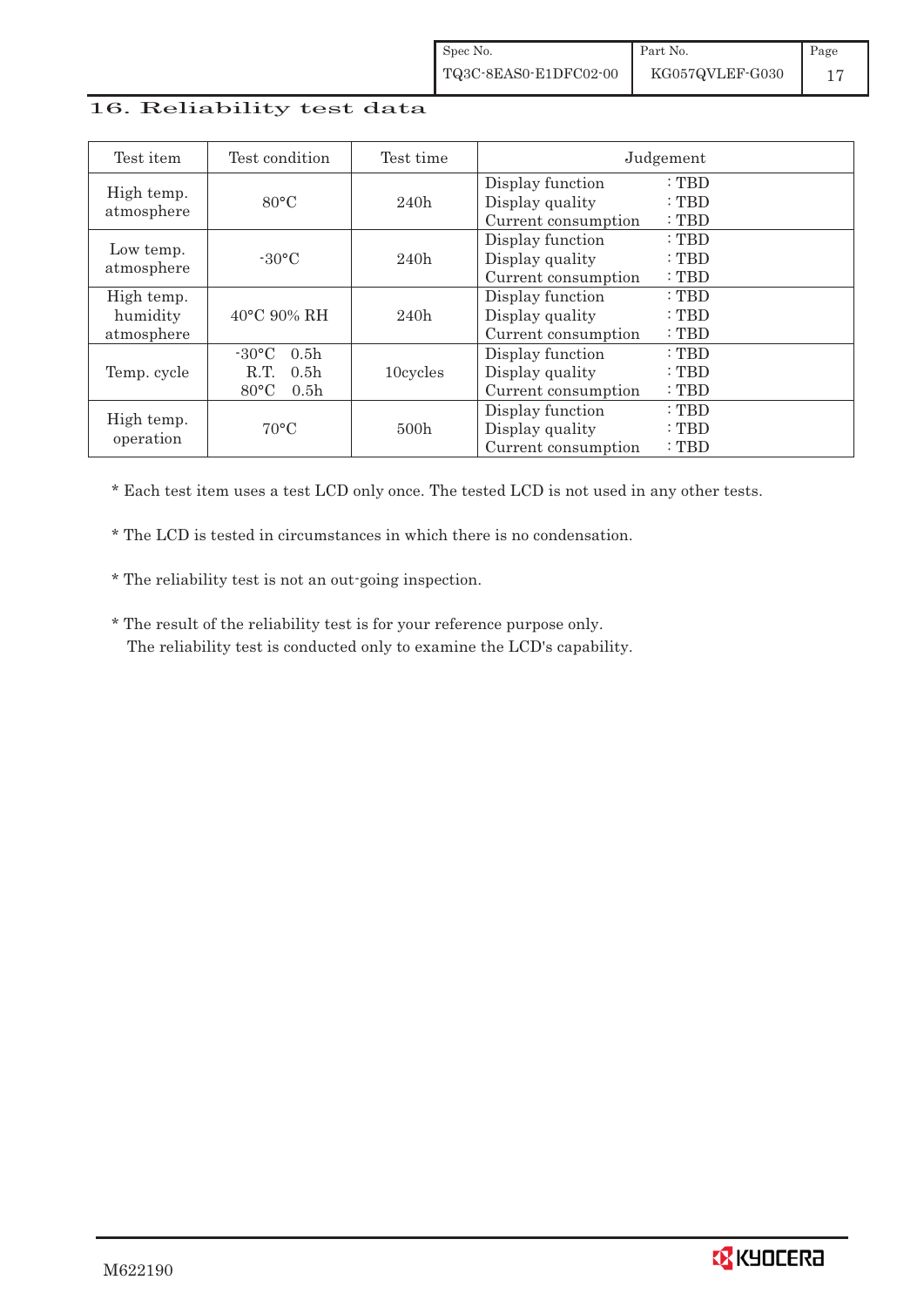# 16. Reliability test data

| Test item | Test condition | Test time | Judgement |
|---|---|---|---|
| High temp. atmosphere | 80°C | 240h | Display function : TBD<br>Display quality : TBD<br>Current consumption : TBD |
| Low temp. atmosphere | -30°C | 240h | Display function : TBD<br>Display quality : TBD<br>Current consumption : TBD |
| High temp. humidity atmosphere | 40°C 90% RH | 240h | Display function : TBD<br>Display quality : TBD<br>Current consumption : TBD |
| Temp. cycle | -30°C 0.5h<br>R.T. 0.5h<br>80°C 0.5h | 10cycles | Display function : TBD<br>Display quality : TBD<br>Current consumption : TBD |
| High temp. operation | 70°C | 500h | Display function : TBD<br>Display quality : TBD<br>Current consumption : TBD |

* Each test item uses a test LCD only once. The tested LCD is not used in any other tests.

* The LCD is tested in circumstances in which there is no condensation.

* The reliability test is not an out-going inspection.

* The result of the reliability test is for your reference purpose only.
  The reliability test is conducted only to examine the LCD's capability.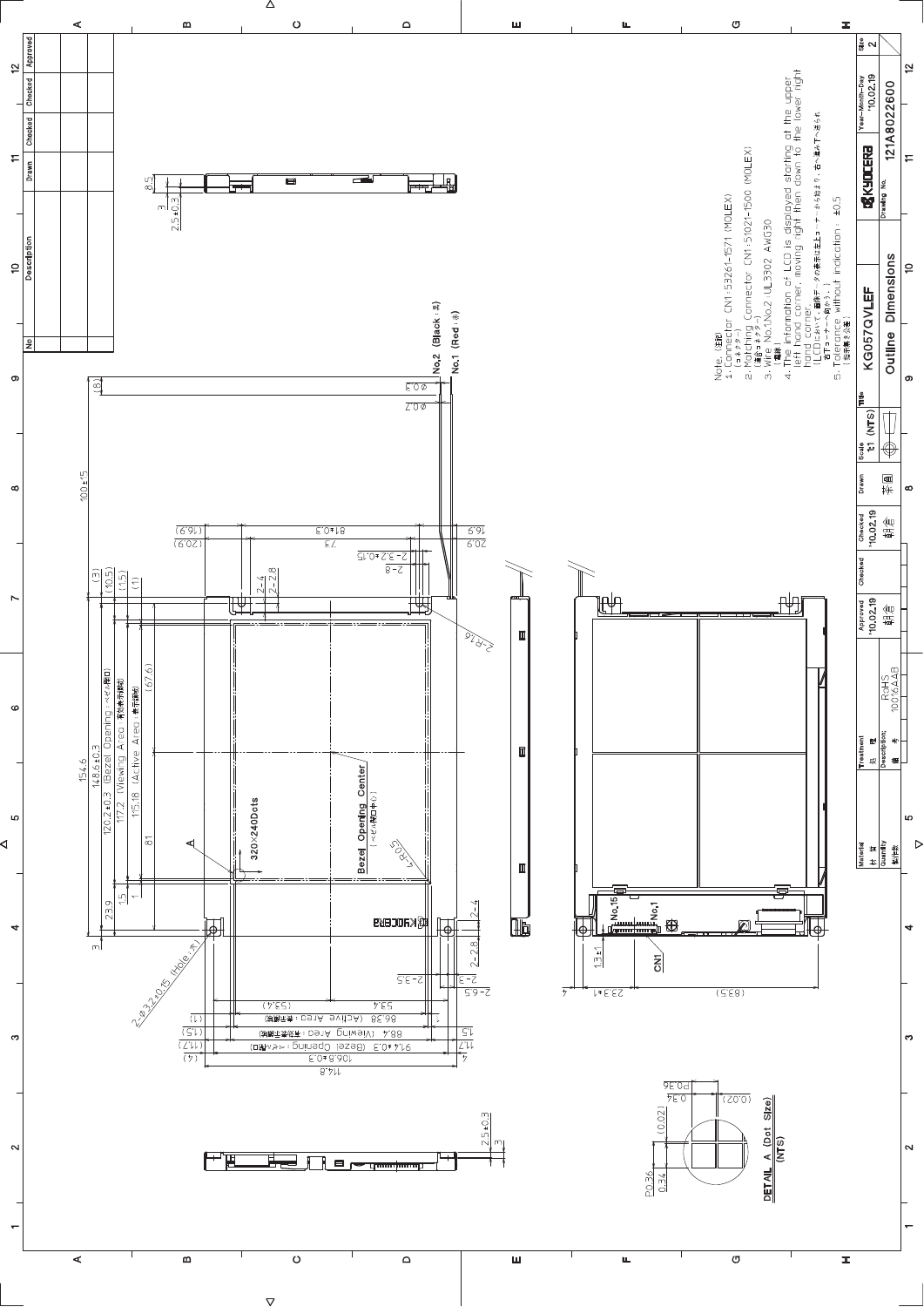Note. (注記)
1. Connector CN1:53261-1571 (MOLEX)
(コネクター)
2. Matching Connector CN1:51021-1500 (MOLEX)
(適合コネクター)
3. Wire No.1,No.2 UL3302 AWG30
(電線)
4. The information of LCD is displayed starting at the upper left hand corner, moving right then down to the lower right hand corner.
(LCDにおいて画像データの表示は左上コーナーから始まり、右へ進み下へ進められ右下コーナへ向かう。)
5. Tolerance without indication : ±0.5
(指示無き公差)

DETAIL A (Dot Size) (NTS)

| Material 材 質 | Treatment 処 理 | Approved | Checked | Checked | Drawn | Scale | Title | Year-Month-Day | Size |
|---|---|---|---|---|---|---|---|---|---|
| Quantity 製作数 | Description 備 考: RoHS 10016AAB | '10.02.19 朝倉 | | '10.02.19 朝倉 | 宗自 | 1:1 (NTS) | KG057QVLEF Outline Dimensions | '10.02.19 | 2 |

KYOCERA

Drawing No. 121A8022600

| No | Description | Drawn | Checked | Checked | Approved |
|---|---|---|---|---|---|
| | | | | | |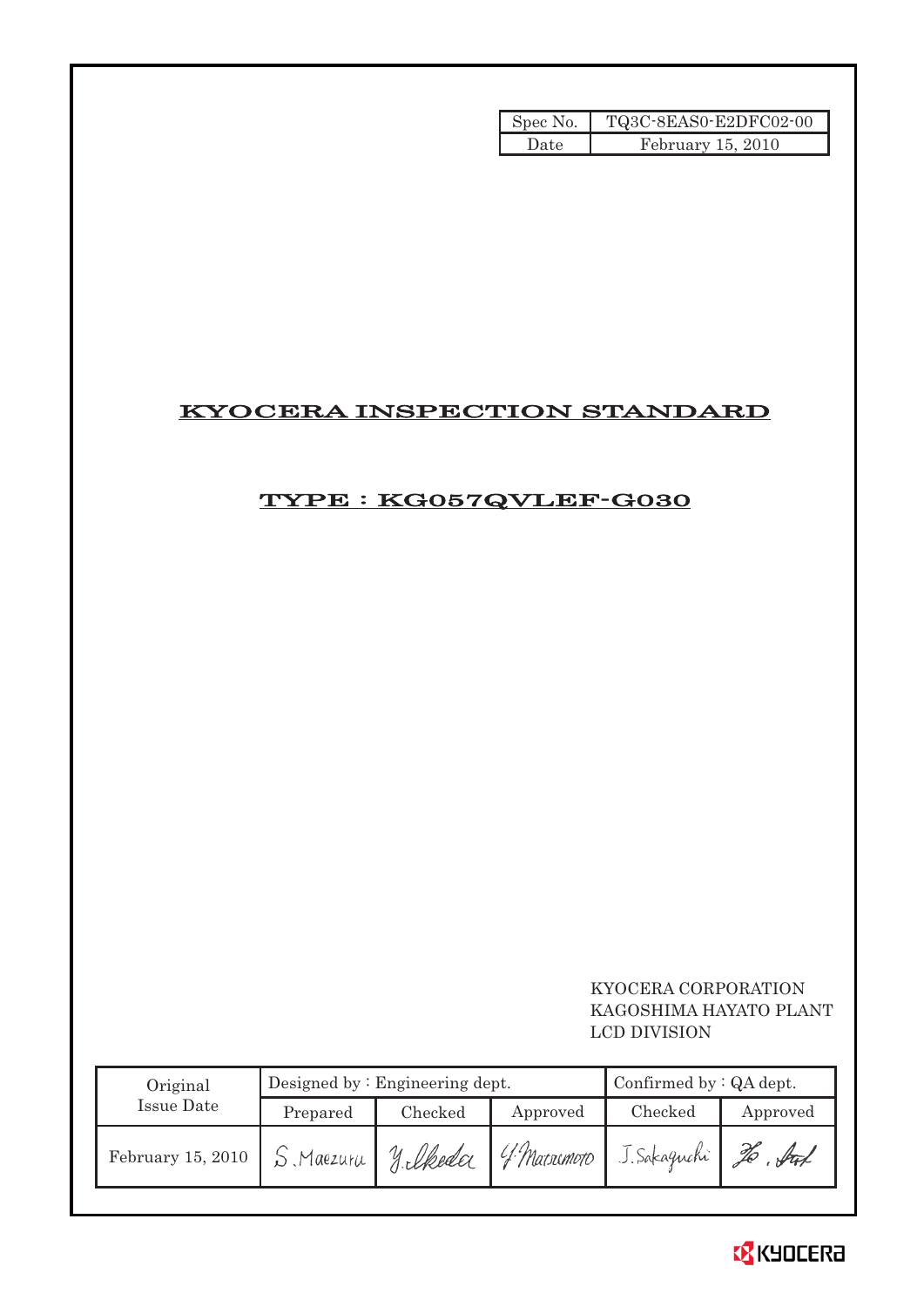| Spec No. | TQ3C-8EAS0-E2DFC02-00 |
|---|---|
| Date | February 15, 2010 |

# KYOCERA INSPECTION STANDARD

## TYPE : KG057QVLEF-G030

KYOCERA CORPORATION
KAGOSHIMA HAYATO PLANT
LCD DIVISION

| Original Issue Date | Designed by : Engineering dept. | | | Confirmed by : QA dept. | |
|---|---|---|---|---|---|
| | Prepared | Checked | Approved | Checked | Approved |
| February 15, 2010 | S. Maezuru | Y. Ikeda | Y. Matsumoto | J. Sakaguchi | |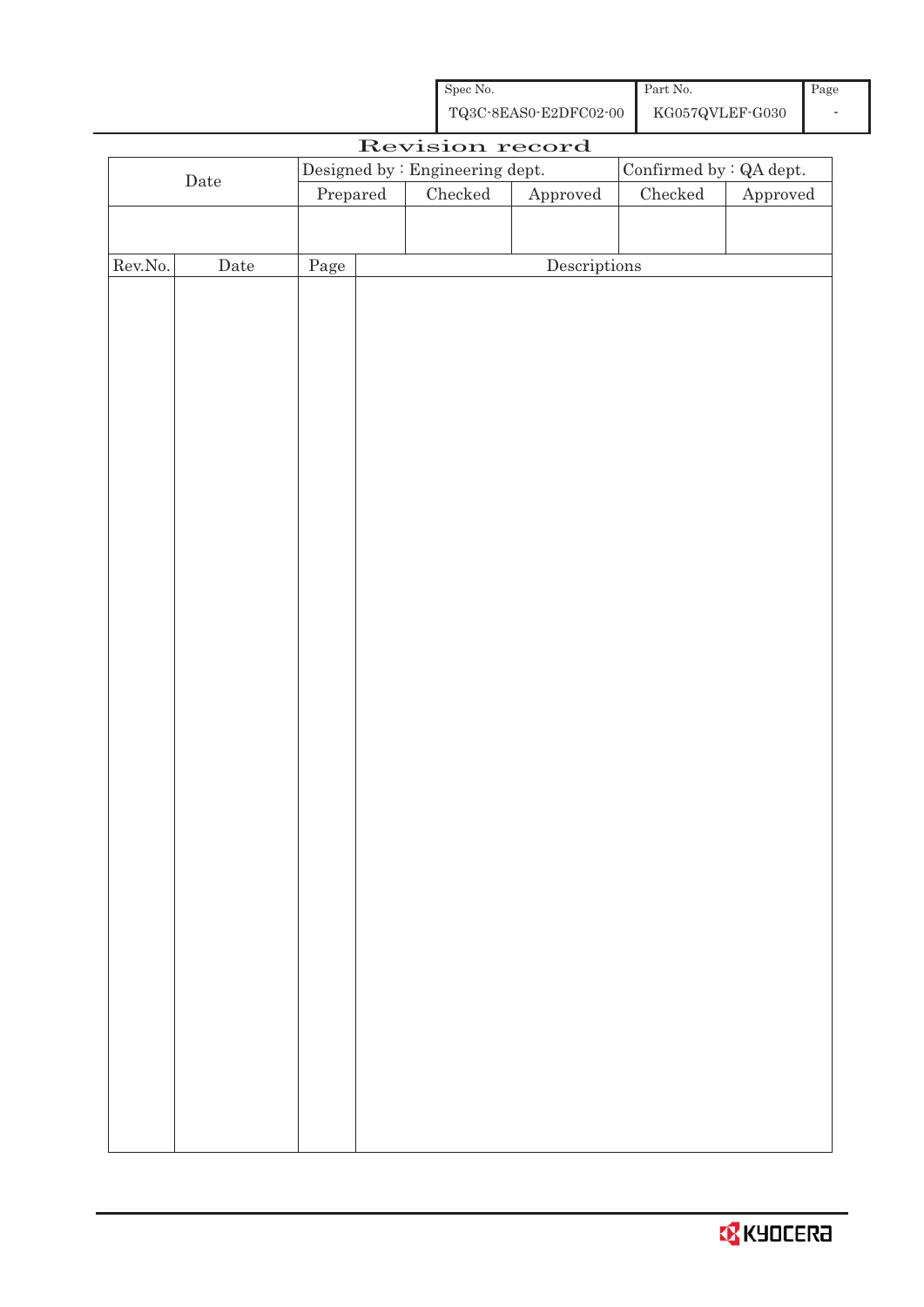| Spec No. | Part No. | Page |
|---|---|---|
| TQ3C-8EAS0-E2DFC02-00 | KG057QVLEF-G030 | - |

# Revision record

| Date | Designed by : Engineering dept. | | | Confirmed by : QA dept. | |
|---|---|---|---|---|---|
| | Prepared | Checked | Approved | Checked | Approved |
| | | | | | |

| Rev.No. | Date | Page | Descriptions |
|---|---|---|---|
| | | | |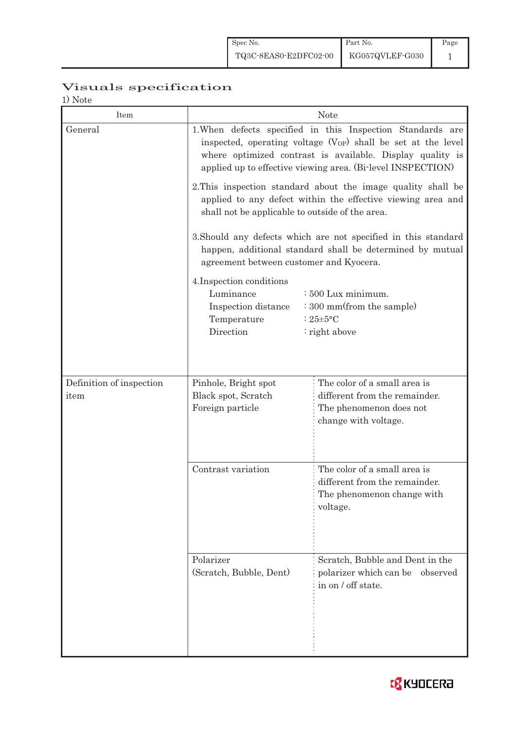# Visuals specification

1) Note

| Item | Note | |
|---|---|---|
| General | 1.When defects specified in this Inspection Standards are inspected, operating voltage ($V_{OP}$) shall be set at the level where optimized contrast is available. Display quality is applied up to effective viewing area. (Bi-level INSPECTION)<br><br>2.This inspection standard about the image quality shall be applied to any defect within the effective viewing area and shall not be applicable to outside of the area.<br><br>3.Should any defects which are not specified in this standard happen, additional standard shall be determined by mutual agreement between customer and Kyocera.<br><br>4.Inspection conditions<br>Luminance : 500 Lux minimum.<br>Inspection distance : 300 mm(from the sample)<br>Temperature : 25±5°C<br>Direction : right above | |
| Definition of inspection item | Pinhole, Bright spot<br>Black spot, Scratch<br>Foreign particle | The color of a small area is different from the remainder. The phenomenon does not change with voltage. |
| | Contrast variation | The color of a small area is different from the remainder. The phenomenon change with voltage. |
| | Polarizer<br>(Scratch, Bubble, Dent) | Scratch, Bubble and Dent in the polarizer which can be observed in on / off state. |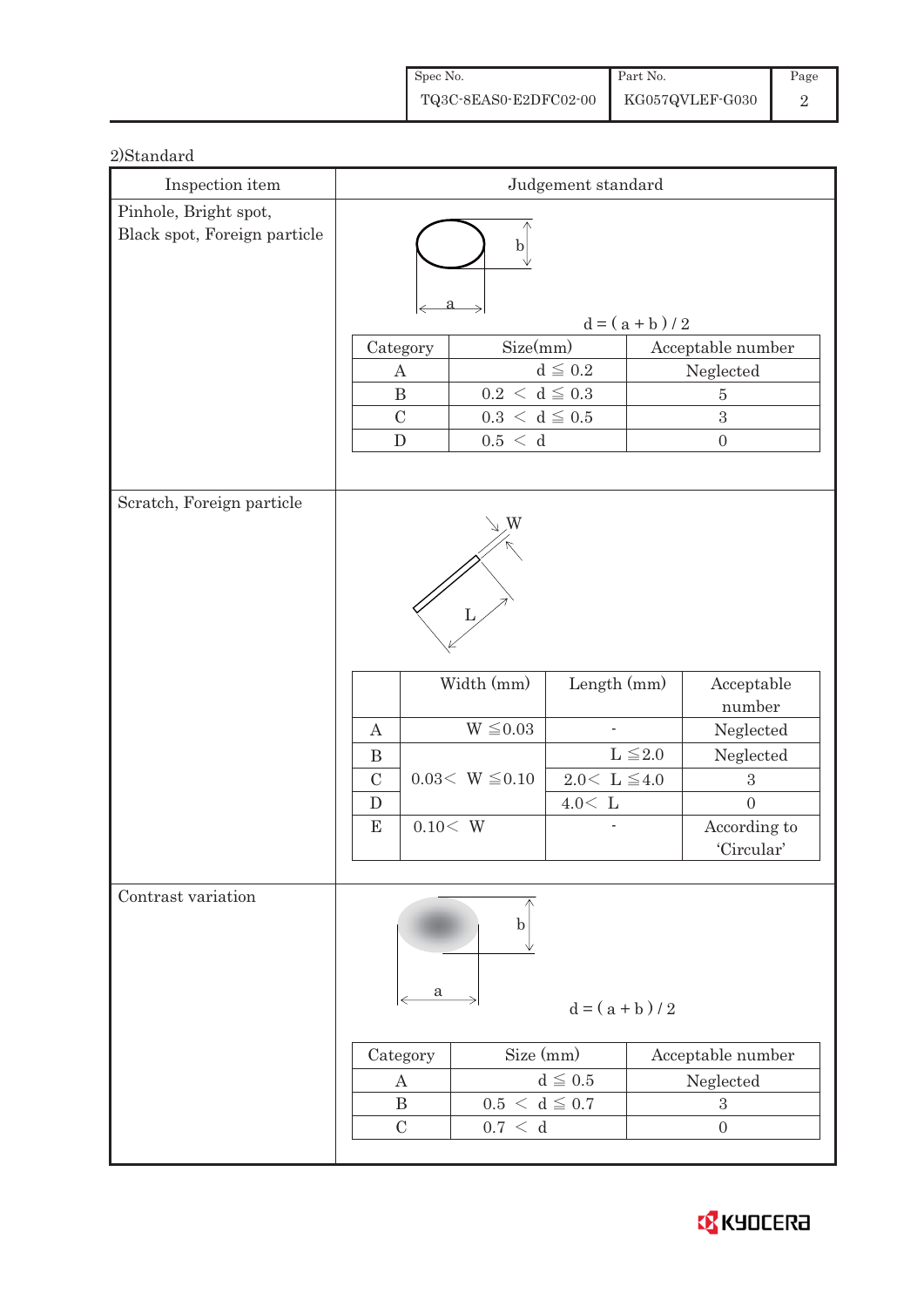2)Standard

| Inspection item | Judgement standard |
| --- | --- |
| Pinhole, Bright spot, Black spot, Foreign particle | $d = (a + b) / 2$ |

| Category | Size(mm) | Acceptable number |
| --- | --- | --- |
| A | $d \leqq 0.2$ | Neglected |
| B | $0.2 < d \leqq 0.3$ | 5 |
| C | $0.3 < d \leqq 0.5$ | 3 |
| D | $0.5 < d$ | 0 |

**Scratch, Foreign particle**

|  | Width (mm) | Length (mm) | Acceptable number |
| --- | --- | --- | --- |
| A | $W \leqq 0.03$ | - | Neglected |
| B | $0.03 < W \leqq 0.10$ | $L \leqq 2.0$ | Neglected |
| C | $0.03 < W \leqq 0.10$ | $2.0 < L \leqq 4.0$ | 3 |
| D | $0.03 < W \leqq 0.10$ | $4.0 < L$ | 0 |
| E | $0.10 < W$ | - | According to 'Circular' |

**Contrast variation**

$d = (a + b) / 2$

| Category | Size (mm) | Acceptable number |
| --- | --- | --- |
| A | $d \leqq 0.5$ | Neglected |
| B | $0.5 < d \leqq 0.7$ | 3 |
| C | $0.7 < d$ | 0 |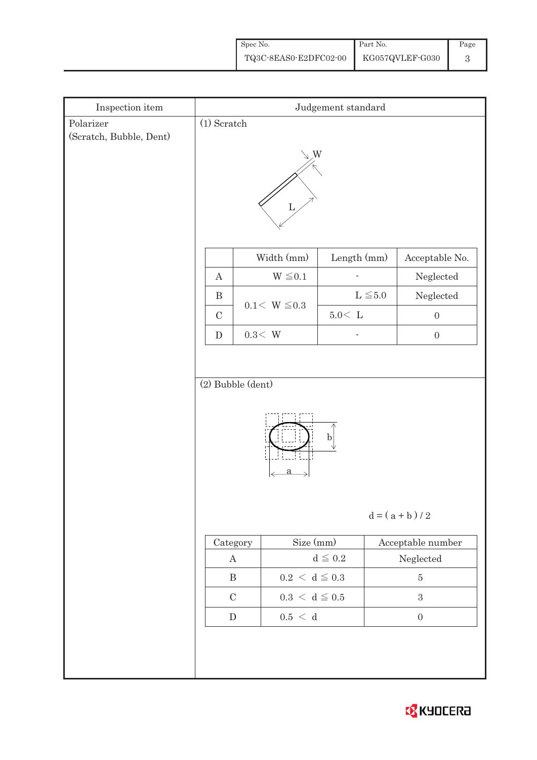| Inspection item | Judgement standard |
|---|---|
| Polarizer (Scratch, Bubble, Dent) | (1) Scratch |

W

L

| | Width (mm) | Length (mm) | Acceptable No. |
|---|---|---|---|
| A | W ≦0.1 | - | Neglected |
| B | 0.1< W ≦0.3 | L ≦5.0 | Neglected |
| C | 0.1< W ≦0.3 | 5.0< L | 0 |
| D | 0.3< W | - | 0 |

(2) Bubble (dent)

b

a

d = ( a + b ) / 2

| Category | Size (mm) | Acceptable number |
|---|---|---|
| A | d ≦ 0.2 | Neglected |
| B | 0.2 < d ≦ 0.3 | 5 |
| C | 0.3 < d ≦ 0.5 | 3 |
| D | 0.5 < d | 0 |